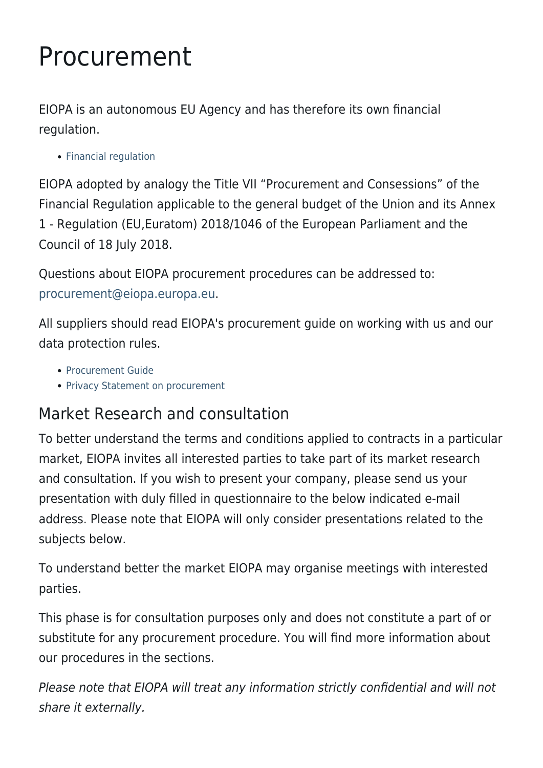# Procurement

EIOPA is an autonomous EU Agency and has therefore its own financial regulation.

- Financial regulation

EIOPA adopted by analogy the Title VII “Procurement and Consessions” of the Financial Regulation applicable to the general budget of the Union and its Annex 1 - Regulation (EU,Euratom) 2018/1046 of the European Parliament and the Council of 18 July 2018.

Questions about EIOPA procurement procedures can be addressed to: procurement@eiopa.europa.eu.

All suppliers should read EIOPA's procurement guide on working with us and our data protection rules.

- Procurement Guide
- Privacy Statement on procurement

## Market Research and consultation

To better understand the terms and conditions applied to contracts in a particular market, EIOPA invites all interested parties to take part of its market research and consultation. If you wish to present your company, please send us your presentation with duly filled in questionnaire to the below indicated e-mail address. Please note that EIOPA will only consider presentations related to the subjects below.

To understand better the market EIOPA may organise meetings with interested parties.

This phase is for consultation purposes only and does not constitute a part of or substitute for any procurement procedure. You will find more information about our procedures in the sections.

*Please note that EIOPA will treat any information strictly confidential and will not share it externally.*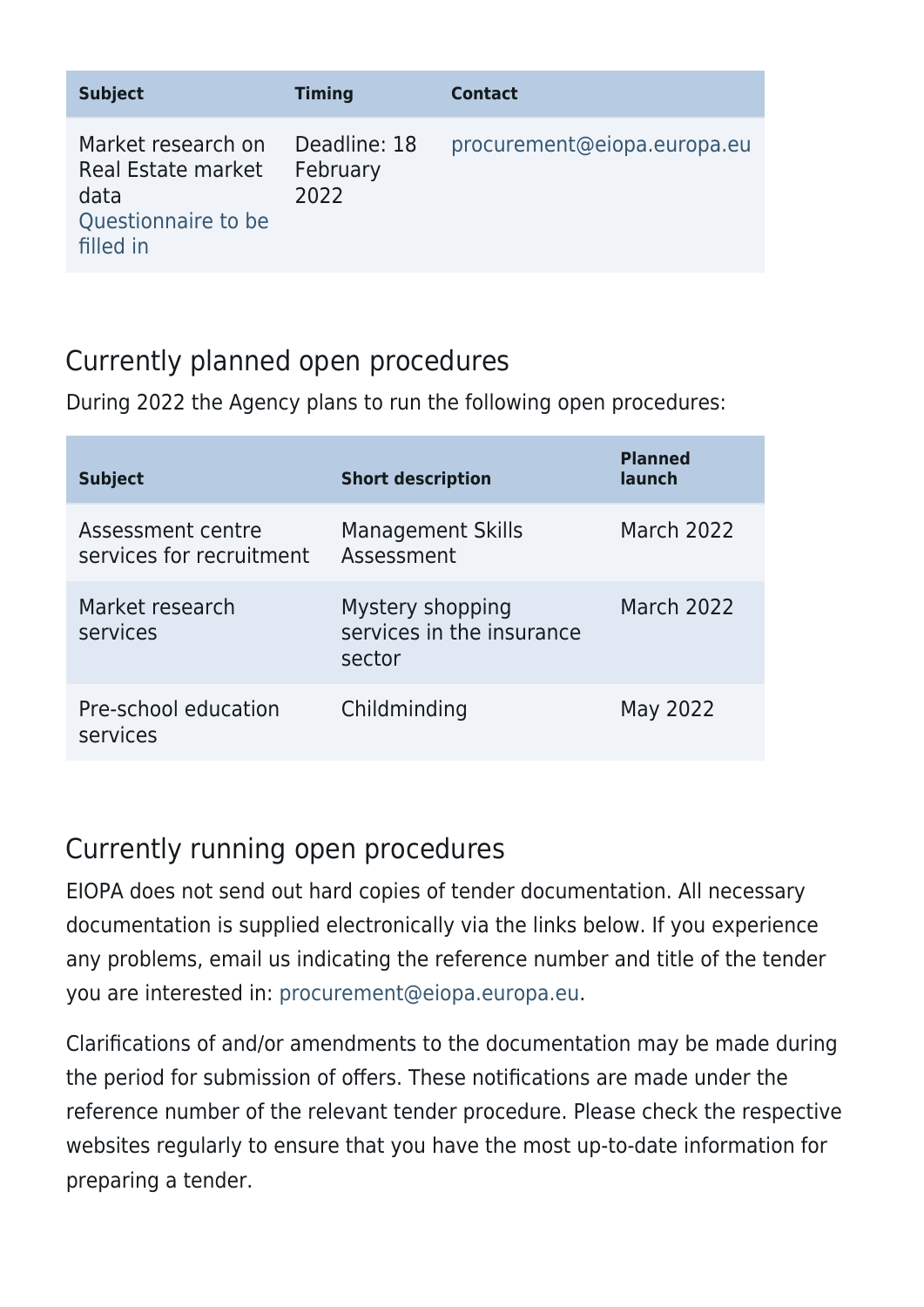| Subject | Timing | Contact |
|---|---|---|
| Market research on Real Estate market data<br>Questionnaire to be filled in | Deadline: 18 February 2022 | procurement@eiopa.europa.eu |

## Currently planned open procedures

During 2022 the Agency plans to run the following open procedures:

| Subject | Short description | Planned launch |
|---|---|---|
| Assessment centre services for recruitment | Management Skills Assessment | March 2022 |
| Market research services | Mystery shopping services in the insurance sector | March 2022 |
| Pre-school education services | Childminding | May 2022 |

## Currently running open procedures

EIOPA does not send out hard copies of tender documentation. All necessary documentation is supplied electronically via the links below. If you experience any problems, email us indicating the reference number and title of the tender you are interested in: procurement@eiopa.europa.eu.

Clarifications of and/or amendments to the documentation may be made during the period for submission of offers. These notifications are made under the reference number of the relevant tender procedure. Please check the respective websites regularly to ensure that you have the most up-to-date information for preparing a tender.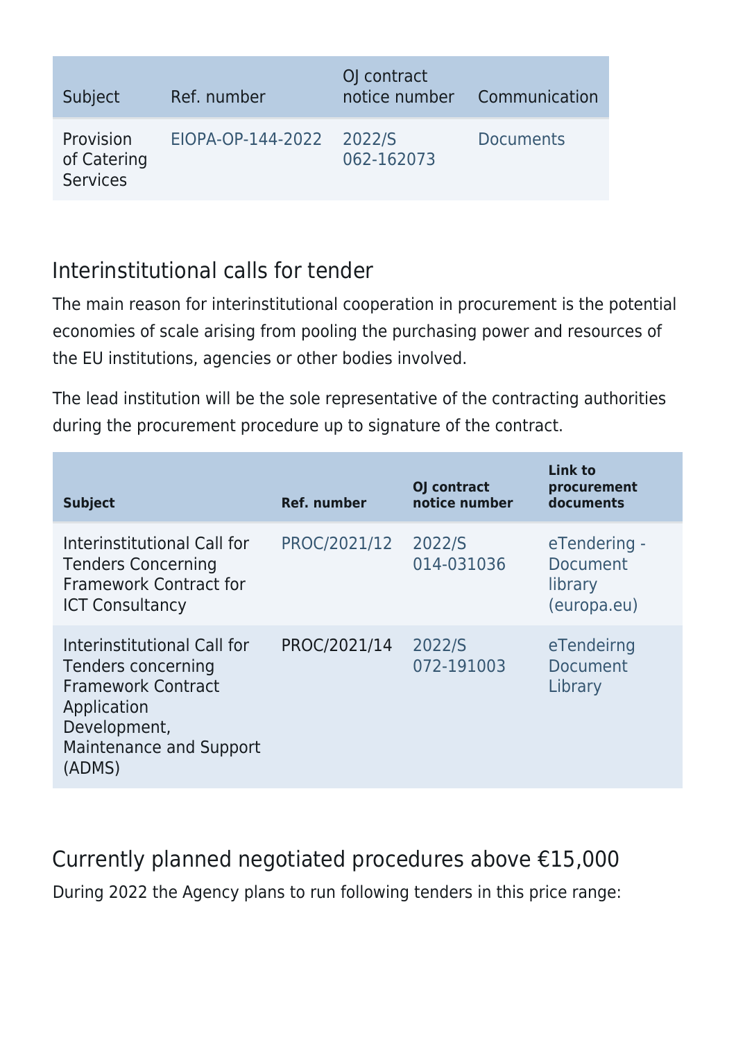| Subject | Ref. number | OJ contract notice number | Communication |
| --- | --- | --- | --- |
| Provision of Catering Services | EIOPA-OP-144-2022 | 2022/S 062-162073 | Documents |

## Interinstitutional calls for tender

The main reason for interinstitutional cooperation in procurement is the potential economies of scale arising from pooling the purchasing power and resources of the EU institutions, agencies or other bodies involved.

The lead institution will be the sole representative of the contracting authorities during the procurement procedure up to signature of the contract.

| **Subject** | **Ref. number** | **OJ contract notice number** | **Link to procurement documents** |
| --- | --- | --- | --- |
| Interinstitutional Call for Tenders Concerning Framework Contract for ICT Consultancy | PROC/2021/12 | 2022/S 014-031036 | eTendering - Document library (europa.eu) |
| Interinstitutional Call for Tenders concerning Framework Contract Application Development, Maintenance and Support (ADMS) | PROC/2021/14 | 2022/S 072-191003 | eTendeirng Document Library |

## Currently planned negotiated procedures above €15,000

During 2022 the Agency plans to run following tenders in this price range: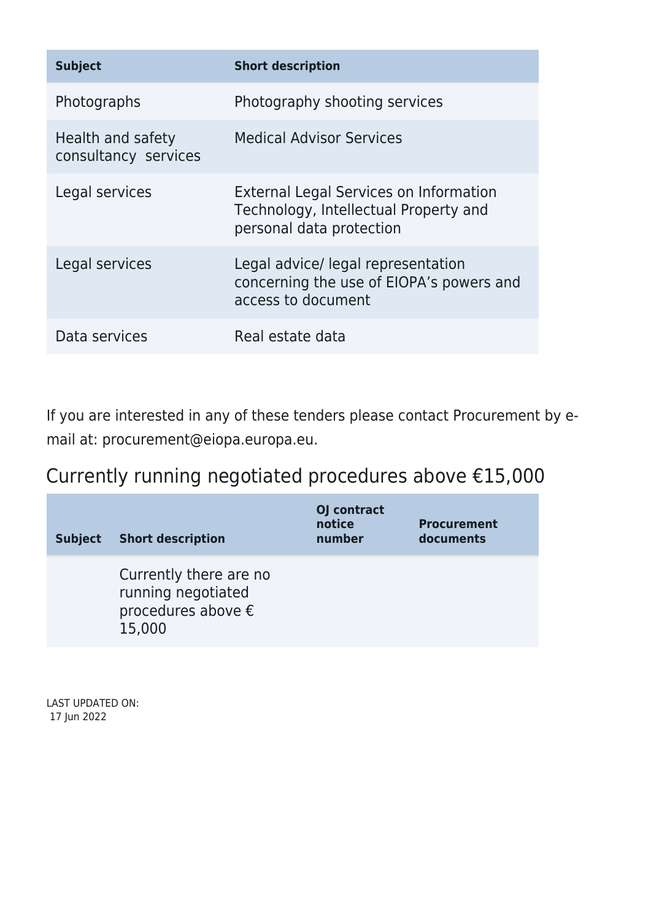| Subject | Short description |
|---|---|
| Photographs | Photography shooting services |
| Health and safety consultancy services | Medical Advisor Services |
| Legal services | External Legal Services on Information Technology, Intellectual Property and personal data protection |
| Legal services | Legal advice/ legal representation concerning the use of EIOPA's powers and access to document |
| Data services | Real estate data |

If you are interested in any of these tenders please contact Procurement by e-mail at: procurement@eiopa.europa.eu.

## Currently running negotiated procedures above €15,000

| Subject | Short description | OJ contract notice number | Procurement documents |
|---|---|---|---|
| | Currently there are no running negotiated procedures above € 15,000 | | |

LAST UPDATED ON:
17 Jun 2022